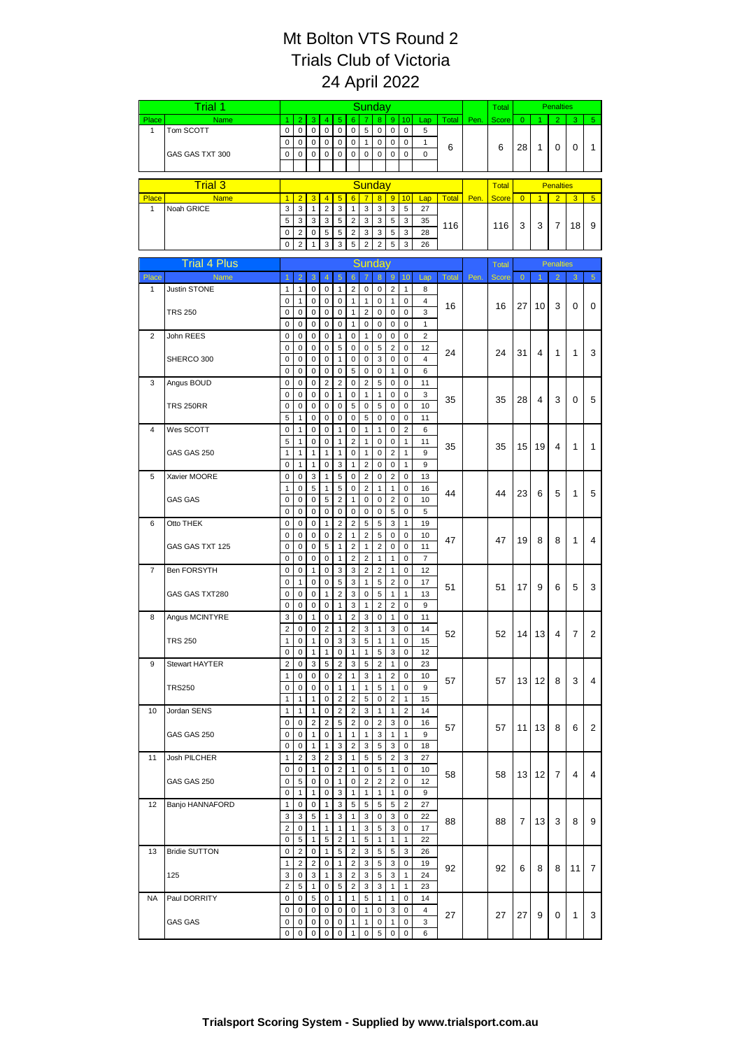# Mt Bolton VTS Round 2
# Trials Club of Victoria
# 24 April 2022

## Trial 1

| Place | Name | 1 | 2 | 3 | 4 | 5 | 6 | 7 | 8 | 9 | 10 | Lap | Total | Pen. | Total Score | 0 | 1 | 2 | 3 | 5 |
|---|---|---|---|---|---|---|---|---|---|---|---|---|---|---|---|---|---|---|---|---|
| 1 | Tom SCOTT | 0 | 0 | 0 | 0 | 0 | 0 | 5 | 0 | 0 | 0 | 5 | 6 | | 6 | 28 | 1 | 0 | 0 | 1 |
| | | 0 | 0 | 0 | 0 | 0 | 0 | 1 | 0 | 0 | 0 | 1 | | | | | | | | |
| | GAS GAS TXT 300 | 0 | 0 | 0 | 0 | 0 | 0 | 0 | 0 | 0 | 0 | 0 | | | | | | | | |

## Trial 3

| Place | Name | 1 | 2 | 3 | 4 | 5 | 6 | 7 | 8 | 9 | 10 | Lap | Total | Pen. | Total Score | 0 | 1 | 2 | 3 | 5 |
|---|---|---|---|---|---|---|---|---|---|---|---|---|---|---|---|---|---|---|---|---|
| 1 | Noah GRICE | 3 | 3 | 1 | 2 | 3 | 1 | 3 | 3 | 3 | 5 | 27 | 116 | | 116 | 3 | 3 | 7 | 18 | 9 |
| | | 5 | 3 | 3 | 3 | 5 | 2 | 3 | 3 | 5 | 3 | 35 | | | | | | | | |
| | | 0 | 2 | 0 | 5 | 5 | 2 | 3 | 3 | 5 | 3 | 28 | | | | | | | | |
| | | 0 | 2 | 1 | 3 | 3 | 5 | 2 | 2 | 5 | 3 | 26 | | | | | | | | |

## Trial 4 Plus

| Place | Name | 1 | 2 | 3 | 4 | 5 | 6 | 7 | 8 | 9 | 10 | Lap | Total | Pen. | Total Score | 0 | 1 | 2 | 3 | 5 |
|---|---|---|---|---|---|---|---|---|---|---|---|---|---|---|---|---|---|---|---|---|
| 1 | Justin STONE | 1 | 1 | 0 | 0 | 1 | 2 | 0 | 0 | 2 | 1 | 8 | 16 | | 16 | 27 | 10 | 3 | 0 | 0 |
| | | 0 | 1 | 0 | 0 | 0 | 1 | 1 | 0 | 1 | 0 | 4 | | | | | | | | |
| | TRS 250 | 0 | 0 | 0 | 0 | 0 | 1 | 2 | 0 | 0 | 0 | 3 | | | | | | | | |
| | | 0 | 0 | 0 | 0 | 0 | 1 | 0 | 0 | 0 | 0 | 1 | | | | | | | | |
| 2 | John REES | 0 | 0 | 0 | 0 | 1 | 0 | 1 | 0 | 0 | 0 | 2 | 24 | | 24 | 31 | 4 | 1 | 1 | 3 |
| | | 0 | 0 | 0 | 0 | 5 | 0 | 0 | 5 | 2 | 0 | 12 | | | | | | | | |
| | SHERCO 300 | 0 | 0 | 0 | 0 | 1 | 0 | 0 | 3 | 0 | 0 | 4 | | | | | | | | |
| | | 0 | 0 | 0 | 0 | 0 | 5 | 0 | 0 | 1 | 0 | 6 | | | | | | | | |
| 3 | Angus BOUD | 0 | 0 | 0 | 2 | 2 | 0 | 2 | 5 | 0 | 0 | 11 | 35 | | 35 | 28 | 4 | 3 | 0 | 5 |
| | | 0 | 0 | 0 | 0 | 1 | 0 | 1 | 1 | 0 | 0 | 3 | | | | | | | | |
| | TRS 250RR | 0 | 0 | 0 | 0 | 0 | 5 | 0 | 5 | 0 | 0 | 10 | | | | | | | | |
| | | 5 | 1 | 0 | 0 | 0 | 0 | 5 | 0 | 0 | 0 | 11 | | | | | | | | |
| 4 | Wes SCOTT | 0 | 1 | 0 | 0 | 1 | 0 | 1 | 1 | 0 | 2 | 6 | 35 | | 35 | 15 | 19 | 4 | 1 | 1 |
| | | 5 | 1 | 0 | 0 | 1 | 2 | 1 | 0 | 0 | 1 | 11 | | | | | | | | |
| | GAS GAS 250 | 1 | 1 | 1 | 1 | 1 | 0 | 1 | 0 | 2 | 1 | 9 | | | | | | | | |
| | | 0 | 1 | 1 | 0 | 3 | 1 | 2 | 0 | 0 | 1 | 9 | | | | | | | | |
| 5 | Xavier MOORE | 0 | 0 | 3 | 1 | 5 | 0 | 2 | 0 | 2 | 0 | 13 | 44 | | 44 | 23 | 6 | 5 | 1 | 5 |
| | | 1 | 0 | 5 | 1 | 5 | 0 | 2 | 1 | 1 | 0 | 16 | | | | | | | | |
| | GAS GAS | 0 | 0 | 0 | 5 | 2 | 1 | 0 | 0 | 2 | 0 | 10 | | | | | | | | |
| | | 0 | 0 | 0 | 0 | 0 | 0 | 0 | 0 | 5 | 0 | 5 | | | | | | | | |
| 6 | Otto THEK | 0 | 0 | 0 | 1 | 2 | 2 | 5 | 5 | 3 | 1 | 19 | 47 | | 47 | 19 | 8 | 8 | 1 | 4 |
| | | 0 | 0 | 0 | 0 | 2 | 1 | 2 | 5 | 0 | 0 | 10 | | | | | | | | |
| | GAS GAS TXT 125 | 0 | 0 | 0 | 5 | 1 | 2 | 1 | 2 | 0 | 0 | 11 | | | | | | | | |
| | | 0 | 0 | 0 | 0 | 1 | 2 | 2 | 1 | 1 | 0 | 7 | | | | | | | | |
| 7 | Ben FORSYTH | 0 | 0 | 1 | 0 | 3 | 3 | 2 | 2 | 1 | 0 | 12 | 51 | | 51 | 17 | 9 | 6 | 5 | 3 |
| | | 0 | 1 | 0 | 0 | 5 | 3 | 1 | 5 | 2 | 0 | 17 | | | | | | | | |
| | GAS GAS TXT280 | 0 | 0 | 0 | 1 | 2 | 3 | 0 | 5 | 1 | 1 | 13 | | | | | | | | |
| | | 0 | 0 | 0 | 0 | 1 | 3 | 1 | 2 | 2 | 0 | 9 | | | | | | | | |
| 8 | Angus MCINTYRE | 3 | 0 | 1 | 0 | 1 | 2 | 3 | 0 | 1 | 0 | 11 | 52 | | 52 | 14 | 13 | 4 | 7 | 2 |
| | | 2 | 0 | 0 | 2 | 1 | 2 | 3 | 1 | 3 | 0 | 14 | | | | | | | | |
| | TRS 250 | 1 | 0 | 1 | 0 | 3 | 3 | 5 | 1 | 1 | 0 | 15 | | | | | | | | |
| | | 0 | 0 | 1 | 1 | 0 | 1 | 1 | 5 | 3 | 0 | 12 | | | | | | | | |
| 9 | Stewart HAYTER | 2 | 0 | 3 | 5 | 2 | 3 | 5 | 2 | 1 | 0 | 23 | 57 | | 57 | 13 | 12 | 8 | 3 | 4 |
| | | 1 | 0 | 0 | 0 | 2 | 1 | 3 | 1 | 2 | 0 | 10 | | | | | | | | |
| | TRS250 | 0 | 0 | 0 | 0 | 1 | 1 | 1 | 5 | 1 | 0 | 9 | | | | | | | | |
| | | 1 | 1 | 1 | 0 | 2 | 2 | 5 | 0 | 2 | 1 | 15 | | | | | | | | |
| 10 | Jordan SENS | 1 | 1 | 1 | 0 | 2 | 2 | 3 | 1 | 1 | 2 | 14 | 57 | | 57 | 11 | 13 | 8 | 6 | 2 |
| | | 0 | 0 | 2 | 2 | 5 | 2 | 0 | 2 | 3 | 0 | 16 | | | | | | | | |
| | GAS GAS 250 | 0 | 0 | 1 | 0 | 1 | 1 | 1 | 3 | 1 | 1 | 9 | | | | | | | | |
| | | 0 | 0 | 1 | 1 | 3 | 2 | 3 | 5 | 3 | 0 | 18 | | | | | | | | |
| 11 | Josh PILCHER | 1 | 2 | 3 | 2 | 3 | 1 | 5 | 5 | 2 | 3 | 27 | 58 | | 58 | 13 | 12 | 7 | 4 | 4 |
| | | 0 | 0 | 1 | 0 | 2 | 1 | 0 | 5 | 1 | 0 | 10 | | | | | | | | |
| | GAS GAS 250 | 0 | 5 | 0 | 0 | 1 | 0 | 2 | 2 | 2 | 0 | 12 | | | | | | | | |
| | | 0 | 1 | 1 | 0 | 3 | 1 | 1 | 1 | 1 | 0 | 9 | | | | | | | | |
| 12 | Banjo HANNAFORD | 1 | 0 | 0 | 1 | 3 | 5 | 5 | 5 | 5 | 2 | 27 | 88 | | 88 | 7 | 13 | 3 | 8 | 9 |
| | | 3 | 3 | 5 | 1 | 3 | 1 | 3 | 0 | 3 | 0 | 22 | | | | | | | | |
| | | 2 | 0 | 1 | 1 | 1 | 1 | 3 | 5 | 3 | 0 | 17 | | | | | | | | |
| | | 0 | 5 | 1 | 5 | 2 | 1 | 5 | 1 | 1 | 1 | 22 | | | | | | | | |
| 13 | Bridie SUTTON | 0 | 2 | 0 | 1 | 5 | 2 | 3 | 5 | 5 | 3 | 26 | 92 | | 92 | 6 | 8 | 8 | 11 | 7 |
| | | 1 | 2 | 2 | 0 | 1 | 2 | 3 | 5 | 3 | 0 | 19 | | | | | | | | |
| | 125 | 3 | 0 | 3 | 1 | 3 | 2 | 3 | 5 | 3 | 1 | 24 | | | | | | | | |
| | | 2 | 5 | 1 | 0 | 5 | 2 | 3 | 3 | 1 | 1 | 23 | | | | | | | | |
| NA | Paul DORRITY | 0 | 0 | 5 | 0 | 1 | 1 | 5 | 1 | 1 | 0 | 14 | 27 | | 27 | 27 | 9 | 0 | 1 | 3 |
| | | 0 | 0 | 0 | 0 | 0 | 0 | 1 | 0 | 3 | 0 | 4 | | | | | | | | |
| | GAS GAS | 0 | 0 | 0 | 0 | 0 | 1 | 1 | 0 | 1 | 0 | 3 | | | | | | | | |
| | | 0 | 0 | 0 | 0 | 0 | 1 | 0 | 5 | 0 | 0 | 6 | | | | | | | | |

**Trialsport Scoring System - Supplied by www.trialsport.com.au**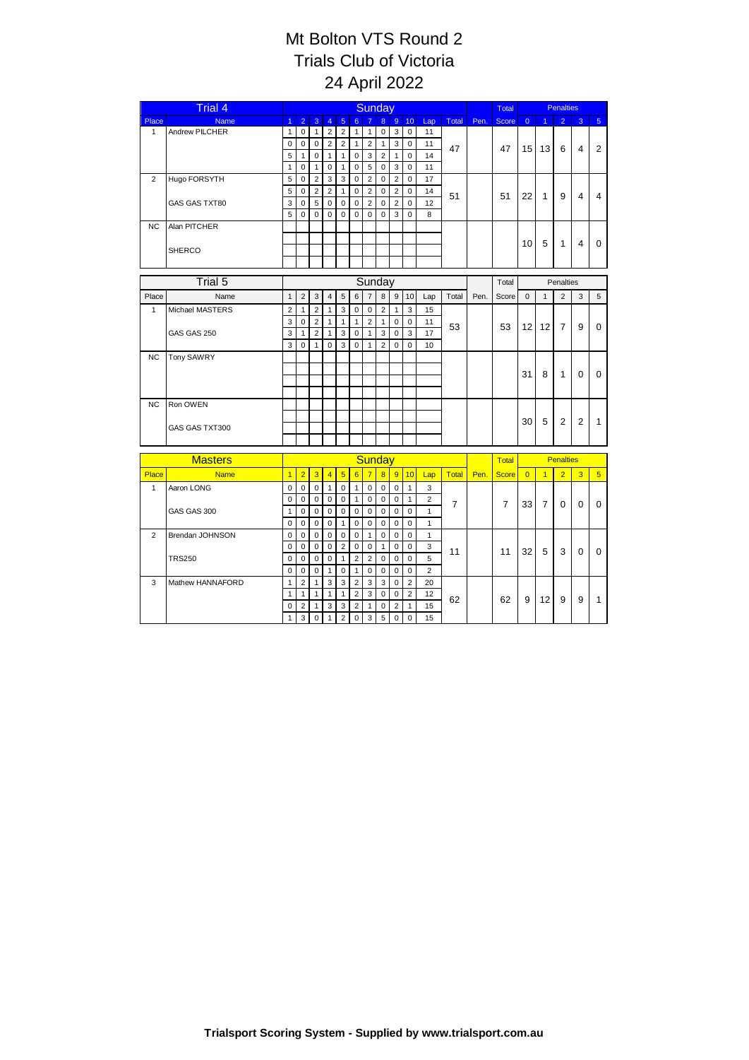# Mt Bolton VTS Round 2
# Trials Club of Victoria
# 24 April 2022

| Trial 4 | | Sunday | | | | | | | | | | | | | Total | Penalties | | | | |
|---|---|---|---|---|---|---|---|---|---|---|---|---|---|---|---|---|---|---|---|---|
| Place | Name | 1 | 2 | 3 | 4 | 5 | 6 | 7 | 8 | 9 | 10 | Lap | Total | Pen. | Score | 0 | 1 | 2 | 3 | 5 |
| 1 | Andrew PILCHER | 1 | 0 | 1 | 2 | 2 | 1 | 1 | 0 | 3 | 0 | 11 | 47 | | 47 | 15 | 13 | 6 | 4 | 2 |
| | | 0 | 0 | 0 | 2 | 2 | 1 | 2 | 1 | 3 | 0 | 11 | | | | | | | | |
| | | 5 | 1 | 0 | 1 | 1 | 0 | 3 | 2 | 1 | 0 | 14 | | | | | | | | |
| | | 1 | 0 | 1 | 0 | 1 | 0 | 5 | 0 | 3 | 0 | 11 | | | | | | | | |
| 2 | Hugo FORSYTH | 5 | 0 | 2 | 3 | 3 | 0 | 2 | 0 | 2 | 0 | 17 | 51 | | 51 | 22 | 1 | 9 | 4 | 4 |
| | | 5 | 0 | 2 | 2 | 1 | 0 | 2 | 0 | 2 | 0 | 14 | | | | | | | | |
| | GAS GAS TXT80 | 3 | 0 | 5 | 0 | 0 | 0 | 2 | 0 | 2 | 0 | 12 | | | | | | | | |
| | | 5 | 0 | 0 | 0 | 0 | 0 | 0 | 0 | 3 | 0 | 8 | | | | | | | | |
| NC | Alan PITCHER | | | | | | | | | | | | | | | 10 | 5 | 1 | 4 | 0 |
| | SHERCO | | | | | | | | | | | | | | | | | | | |

| Trial 5 | | Sunday | | | | | | | | | | | | | Total | Penalties | | | | |
|---|---|---|---|---|---|---|---|---|---|---|---|---|---|---|---|---|---|---|---|---|
| Place | Name | 1 | 2 | 3 | 4 | 5 | 6 | 7 | 8 | 9 | 10 | Lap | Total | Pen. | Score | 0 | 1 | 2 | 3 | 5 |
| 1 | Michael MASTERS | 2 | 1 | 2 | 1 | 3 | 0 | 0 | 2 | 1 | 3 | 15 | 53 | | 53 | 12 | 12 | 7 | 9 | 0 |
| | | 3 | 0 | 2 | 1 | 1 | 1 | 2 | 1 | 0 | 0 | 11 | | | | | | | | |
| | GAS GAS 250 | 3 | 1 | 2 | 1 | 3 | 0 | 1 | 3 | 0 | 3 | 17 | | | | | | | | |
| | | 3 | 0 | 1 | 0 | 3 | 0 | 1 | 2 | 0 | 0 | 10 | | | | | | | | |
| NC | Tony SAWRY | | | | | | | | | | | | | | | 31 | 8 | 1 | 0 | 0 |
| NC | Ron OWEN | | | | | | | | | | | | | | | 30 | 5 | 2 | 2 | 1 |
| | GAS GAS TXT300 | | | | | | | | | | | | | | | | | | | |

| Masters | | Sunday | | | | | | | | | | | | | Total | Penalties | | | | |
|---|---|---|---|---|---|---|---|---|---|---|---|---|---|---|---|---|---|---|---|---|
| Place | Name | 1 | 2 | 3 | 4 | 5 | 6 | 7 | 8 | 9 | 10 | Lap | Total | Pen. | Score | 0 | 1 | 2 | 3 | 5 |
| 1 | Aaron LONG | 0 | 0 | 0 | 1 | 0 | 1 | 0 | 0 | 0 | 1 | 3 | 7 | | 7 | 33 | 7 | 0 | 0 | 0 |
| | | 0 | 0 | 0 | 0 | 0 | 1 | 0 | 0 | 0 | 1 | 2 | | | | | | | | |
| | GAS GAS 300 | 1 | 0 | 0 | 0 | 0 | 0 | 0 | 0 | 0 | 0 | 1 | | | | | | | | |
| | | 0 | 0 | 0 | 0 | 1 | 0 | 0 | 0 | 0 | 0 | 1 | | | | | | | | |
| 2 | Brendan JOHNSON | 0 | 0 | 0 | 0 | 0 | 0 | 1 | 0 | 0 | 0 | 1 | 11 | | 11 | 32 | 5 | 3 | 0 | 0 |
| | | 0 | 0 | 0 | 0 | 2 | 0 | 0 | 1 | 0 | 0 | 3 | | | | | | | | |
| | TRS250 | 0 | 0 | 0 | 0 | 1 | 2 | 2 | 0 | 0 | 0 | 5 | | | | | | | | |
| | | 0 | 0 | 0 | 1 | 0 | 1 | 0 | 0 | 0 | 0 | 2 | | | | | | | | |
| 3 | Mathew HANNAFORD | 1 | 2 | 1 | 3 | 3 | 2 | 3 | 3 | 0 | 2 | 20 | 62 | | 62 | 9 | 12 | 9 | 9 | 1 |
| | | 1 | 1 | 1 | 1 | 1 | 2 | 3 | 0 | 0 | 2 | 12 | | | | | | | | |
| | | 0 | 2 | 1 | 3 | 3 | 2 | 1 | 0 | 2 | 1 | 15 | | | | | | | | |
| | | 1 | 3 | 0 | 1 | 2 | 0 | 3 | 5 | 0 | 0 | 15 | | | | | | | | |

**Trialsport Scoring System - Supplied by www.trialsport.com.au**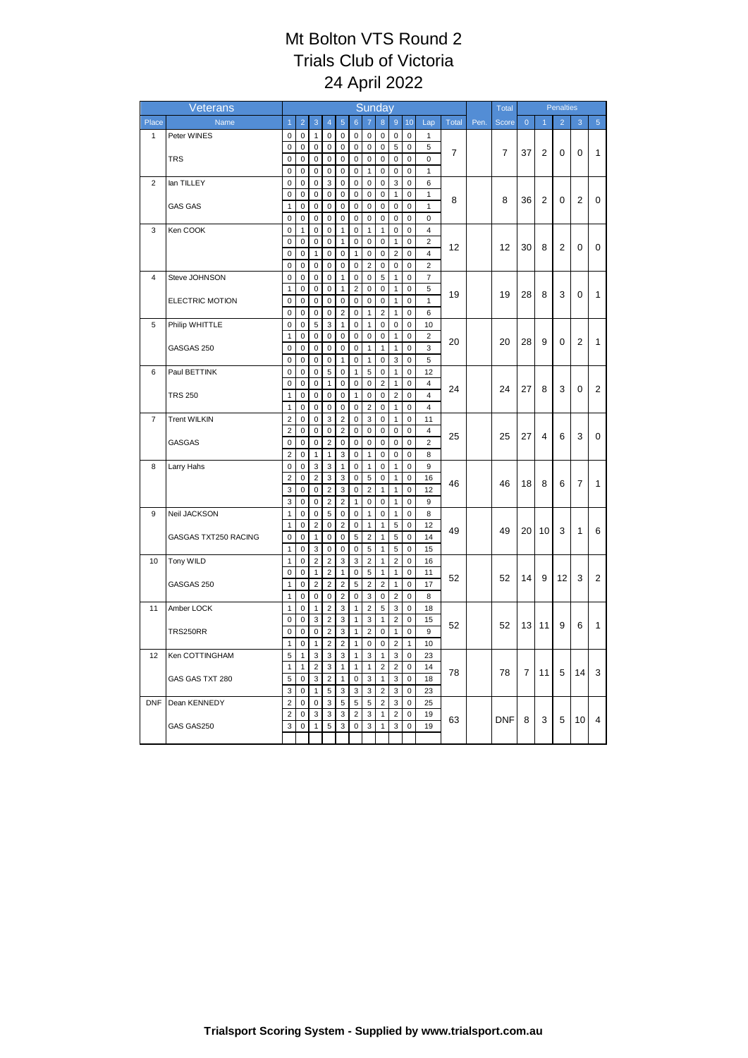# Mt Bolton VTS Round 2
## Trials Club of Victoria
### 24 April 2022

| Veterans | | Sunday | | | | | | | | | | | | | Total | Penalties | | | | |
|---|---|---|---|---|---|---|---|---|---|---|---|---|---|---|---|---|---|---|---|---|
| Place | Name | 1 | 2 | 3 | 4 | 5 | 6 | 7 | 8 | 9 | 10 | Lap | Total | Pen. | Score | 0 | 1 | 2 | 3 | 5 |
| 1 | Peter WINES | 0 | 0 | 1 | 0 | 0 | 0 | 0 | 0 | 0 | 0 | 1 | 7 | | 7 | 37 | 2 | 0 | 0 | 1 |
| | | 0 | 0 | 0 | 0 | 0 | 0 | 0 | 0 | 5 | 0 | 5 | | | | | | | | |
| | TRS | 0 | 0 | 0 | 0 | 0 | 0 | 0 | 0 | 0 | 0 | 0 | | | | | | | | |
| | | 0 | 0 | 0 | 0 | 0 | 0 | 1 | 0 | 0 | 0 | 1 | | | | | | | | |
| 2 | Ian TILLEY | 0 | 0 | 0 | 3 | 0 | 0 | 0 | 0 | 3 | 0 | 6 | 8 | | 8 | 36 | 2 | 0 | 2 | 0 |
| | | 0 | 0 | 0 | 0 | 0 | 0 | 0 | 0 | 1 | 0 | 1 | | | | | | | | |
| | GAS GAS | 1 | 0 | 0 | 0 | 0 | 0 | 0 | 0 | 0 | 0 | 1 | | | | | | | | |
| | | 0 | 0 | 0 | 0 | 0 | 0 | 0 | 0 | 0 | 0 | 0 | | | | | | | | |
| 3 | Ken COOK | 0 | 1 | 0 | 0 | 1 | 0 | 1 | 1 | 0 | 0 | 4 | 12 | | 12 | 30 | 8 | 2 | 0 | 0 |
| | | 0 | 0 | 0 | 0 | 1 | 0 | 0 | 0 | 1 | 0 | 2 | | | | | | | | |
| | | 0 | 0 | 1 | 0 | 0 | 1 | 0 | 0 | 2 | 0 | 4 | | | | | | | | |
| | | 0 | 0 | 0 | 0 | 0 | 0 | 2 | 0 | 0 | 0 | 2 | | | | | | | | |
| 4 | Steve JOHNSON | 0 | 0 | 0 | 0 | 1 | 0 | 0 | 5 | 1 | 0 | 7 | 19 | | 19 | 28 | 8 | 3 | 0 | 1 |
| | | 1 | 0 | 0 | 0 | 1 | 2 | 0 | 0 | 1 | 0 | 5 | | | | | | | | |
| | ELECTRIC MOTION | 0 | 0 | 0 | 0 | 0 | 0 | 0 | 0 | 1 | 0 | 1 | | | | | | | | |
| | | 0 | 0 | 0 | 0 | 2 | 0 | 1 | 2 | 1 | 0 | 6 | | | | | | | | |
| 5 | Philip WHITTLE | 0 | 0 | 5 | 3 | 1 | 0 | 1 | 0 | 0 | 0 | 10 | 20 | | 20 | 28 | 9 | 0 | 2 | 1 |
| | | 1 | 0 | 0 | 0 | 0 | 0 | 0 | 0 | 1 | 0 | 2 | | | | | | | | |
| | GASGAS 250 | 0 | 0 | 0 | 0 | 0 | 0 | 1 | 1 | 1 | 0 | 3 | | | | | | | | |
| | | 0 | 0 | 0 | 0 | 1 | 0 | 1 | 0 | 3 | 0 | 5 | | | | | | | | |
| 6 | Paul BETTINK | 0 | 0 | 0 | 5 | 0 | 1 | 5 | 0 | 1 | 0 | 12 | 24 | | 24 | 27 | 8 | 3 | 0 | 2 |
| | | 0 | 0 | 0 | 1 | 0 | 0 | 0 | 2 | 1 | 0 | 4 | | | | | | | | |
| | TRS 250 | 1 | 0 | 0 | 0 | 0 | 1 | 0 | 0 | 2 | 0 | 4 | | | | | | | | |
| | | 1 | 0 | 0 | 0 | 0 | 0 | 2 | 0 | 1 | 0 | 4 | | | | | | | | |
| 7 | Trent WILKIN | 2 | 0 | 0 | 3 | 2 | 0 | 3 | 0 | 1 | 0 | 11 | 25 | | 25 | 27 | 4 | 6 | 3 | 0 |
| | | 2 | 0 | 0 | 0 | 2 | 0 | 0 | 0 | 0 | 0 | 4 | | | | | | | | |
| | GASGAS | 0 | 0 | 0 | 2 | 0 | 0 | 0 | 0 | 0 | 0 | 2 | | | | | | | | |
| | | 2 | 0 | 1 | 1 | 3 | 0 | 1 | 0 | 0 | 0 | 8 | | | | | | | | |
| 8 | Larry Hahs | 0 | 0 | 3 | 3 | 1 | 0 | 1 | 0 | 1 | 0 | 9 | 46 | | 46 | 18 | 8 | 6 | 7 | 1 |
| | | 2 | 0 | 2 | 3 | 3 | 0 | 5 | 0 | 1 | 0 | 16 | | | | | | | | |
| | | 3 | 0 | 0 | 2 | 3 | 0 | 2 | 1 | 1 | 0 | 12 | | | | | | | | |
| | | 3 | 0 | 0 | 2 | 2 | 1 | 0 | 0 | 1 | 0 | 9 | | | | | | | | |
| 9 | Neil JACKSON | 1 | 0 | 0 | 5 | 0 | 0 | 1 | 0 | 1 | 0 | 8 | 49 | | 49 | 20 | 10 | 3 | 1 | 6 |
| | | 1 | 0 | 2 | 0 | 2 | 0 | 1 | 1 | 5 | 0 | 12 | | | | | | | | |
| | GASGAS TXT250 RACING | 0 | 0 | 1 | 0 | 0 | 5 | 2 | 1 | 5 | 0 | 14 | | | | | | | | |
| | | 1 | 0 | 3 | 0 | 0 | 0 | 5 | 1 | 5 | 0 | 15 | | | | | | | | |
| 10 | Tony WILD | 1 | 0 | 2 | 2 | 3 | 3 | 2 | 1 | 2 | 0 | 16 | 52 | | 52 | 14 | 9 | 12 | 3 | 2 |
| | | 0 | 0 | 1 | 2 | 1 | 0 | 5 | 1 | 1 | 0 | 11 | | | | | | | | |
| | GASGAS 250 | 1 | 0 | 2 | 2 | 2 | 5 | 2 | 2 | 1 | 0 | 17 | | | | | | | | |
| | | 1 | 0 | 0 | 0 | 2 | 0 | 3 | 0 | 2 | 0 | 8 | | | | | | | | |
| 11 | Amber LOCK | 1 | 0 | 1 | 2 | 3 | 1 | 2 | 5 | 3 | 0 | 18 | 52 | | 52 | 13 | 11 | 9 | 6 | 1 |
| | | 0 | 0 | 3 | 2 | 3 | 1 | 3 | 1 | 2 | 0 | 15 | | | | | | | | |
| | TRS250RR | 0 | 0 | 0 | 2 | 3 | 1 | 2 | 0 | 1 | 0 | 9 | | | | | | | | |
| | | 1 | 0 | 1 | 2 | 2 | 1 | 0 | 0 | 2 | 1 | 10 | | | | | | | | |
| 12 | Ken COTTINGHAM | 5 | 1 | 3 | 3 | 3 | 1 | 3 | 1 | 3 | 0 | 23 | 78 | | 78 | 7 | 11 | 5 | 14 | 3 |
| | | 1 | 1 | 2 | 3 | 1 | 1 | 1 | 2 | 2 | 0 | 14 | | | | | | | | |
| | GAS GAS TXT 280 | 5 | 0 | 3 | 2 | 1 | 0 | 3 | 1 | 3 | 0 | 18 | | | | | | | | |
| | | 3 | 0 | 1 | 5 | 3 | 3 | 3 | 2 | 3 | 0 | 23 | | | | | | | | |
| DNF | Dean KENNEDY | 2 | 0 | 0 | 3 | 5 | 5 | 5 | 2 | 3 | 0 | 25 | 63 | | DNF | 8 | 3 | 5 | 10 | 4 |
| | | 2 | 0 | 3 | 3 | 3 | 2 | 3 | 1 | 2 | 0 | 19 | | | | | | | | |
| | GAS GAS250 | 3 | 0 | 1 | 5 | 3 | 0 | 3 | 1 | 3 | 0 | 19 | | | | | | | | |

**Trialsport Scoring System - Supplied by www.trialsport.com.au**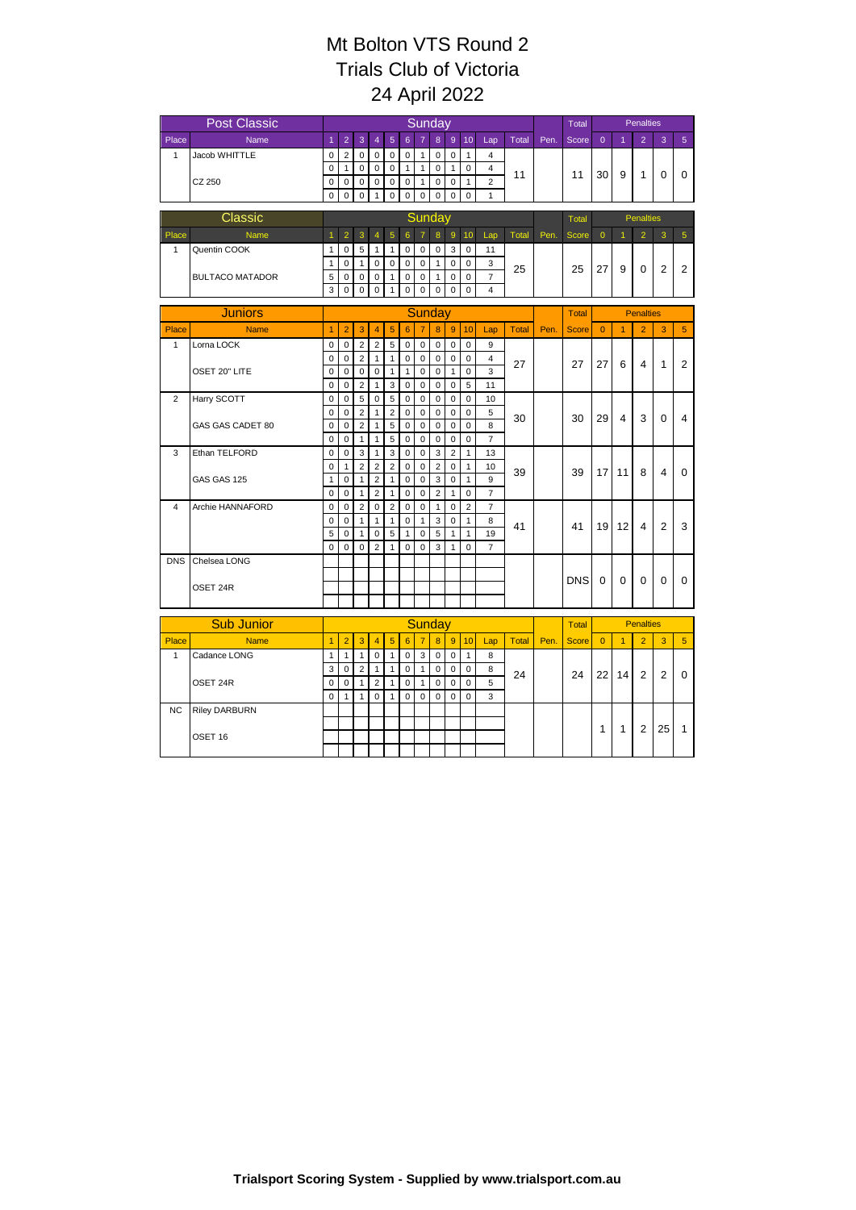# Mt Bolton VTS Round 2
# Trials Club of Victoria
# 24 April 2022

| Post Classic | | Sunday | | | | | | | | | | | | | Total | Penalties | | | | |
|---|---|---|---|---|---|---|---|---|---|---|---|---|---|---|---|---|---|---|---|---|
| Place | Name | 1 | 2 | 3 | 4 | 5 | 6 | 7 | 8 | 9 | 10 | Lap | Total | Pen. | Score | 0 | 1 | 2 | 3 | 5 |
| 1 | Jacob WHITTLE | 0 | 2 | 0 | 0 | 0 | 0 | 1 | 0 | 0 | 1 | 4 | 11 | | 11 | 30 | 9 | 1 | 0 | 0 |
| | | 0 | 1 | 0 | 0 | 0 | 1 | 1 | 0 | 1 | 0 | 4 | | | | | | | | |
| | CZ 250 | 0 | 0 | 0 | 0 | 0 | 0 | 1 | 0 | 0 | 1 | 2 | | | | | | | | |
| | | 0 | 0 | 0 | 1 | 0 | 0 | 0 | 0 | 0 | 0 | 1 | | | | | | | | |

| Classic | | Sunday | | | | | | | | | | | | | Total | Penalties | | | | |
|---|---|---|---|---|---|---|---|---|---|---|---|---|---|---|---|---|---|---|---|---|
| Place | Name | 1 | 2 | 3 | 4 | 5 | 6 | 7 | 8 | 9 | 10 | Lap | Total | Pen. | Score | 0 | 1 | 2 | 3 | 5 |
| 1 | Quentin COOK | 1 | 0 | 5 | 1 | 1 | 0 | 0 | 0 | 3 | 0 | 11 | 25 | | 25 | 27 | 9 | 0 | 2 | 2 |
| | | 1 | 0 | 1 | 0 | 0 | 0 | 0 | 1 | 0 | 0 | 3 | | | | | | | | |
| | BULTACO MATADOR | 5 | 0 | 0 | 0 | 1 | 0 | 0 | 1 | 0 | 0 | 7 | | | | | | | | |
| | | 3 | 0 | 0 | 0 | 1 | 0 | 0 | 0 | 0 | 0 | 4 | | | | | | | | |

| Juniors | | Sunday | | | | | | | | | | | | | Total | Penalties | | | | |
|---|---|---|---|---|---|---|---|---|---|---|---|---|---|---|---|---|---|---|---|---|
| Place | Name | 1 | 2 | 3 | 4 | 5 | 6 | 7 | 8 | 9 | 10 | Lap | Total | Pen. | Score | 0 | 1 | 2 | 3 | 5 |
| 1 | Lorna LOCK | 0 | 0 | 2 | 2 | 5 | 0 | 0 | 0 | 0 | 0 | 9 | 27 | | 27 | 27 | 6 | 4 | 1 | 2 |
| | | 0 | 0 | 2 | 1 | 1 | 0 | 0 | 0 | 0 | 0 | 4 | | | | | | | | |
| | OSET 20" LITE | 0 | 0 | 0 | 0 | 1 | 1 | 0 | 0 | 1 | 0 | 3 | | | | | | | | |
| | | 0 | 0 | 2 | 1 | 3 | 0 | 0 | 0 | 0 | 5 | 11 | | | | | | | | |
| 2 | Harry SCOTT | 0 | 0 | 5 | 0 | 5 | 0 | 0 | 0 | 0 | 0 | 10 | 30 | | 30 | 29 | 4 | 3 | 0 | 4 |
| | | 0 | 0 | 2 | 1 | 2 | 0 | 0 | 0 | 0 | 0 | 5 | | | | | | | | |
| | GAS GAS CADET 80 | 0 | 0 | 2 | 1 | 5 | 0 | 0 | 0 | 0 | 0 | 8 | | | | | | | | |
| | | 0 | 0 | 1 | 1 | 5 | 0 | 0 | 0 | 0 | 0 | 7 | | | | | | | | |
| 3 | Ethan TELFORD | 0 | 0 | 3 | 1 | 3 | 0 | 0 | 3 | 2 | 1 | 13 | 39 | | 39 | 17 | 11 | 8 | 4 | 0 |
| | | 0 | 1 | 2 | 2 | 2 | 0 | 0 | 2 | 0 | 1 | 10 | | | | | | | | |
| | GAS GAS 125 | 1 | 0 | 1 | 2 | 1 | 0 | 0 | 3 | 0 | 1 | 9 | | | | | | | | |
| | | 0 | 0 | 1 | 2 | 1 | 0 | 0 | 2 | 1 | 0 | 7 | | | | | | | | |
| 4 | Archie HANNAFORD | 0 | 0 | 2 | 0 | 2 | 0 | 0 | 1 | 0 | 2 | 7 | 41 | | 41 | 19 | 12 | 4 | 2 | 3 |
| | | 0 | 0 | 1 | 1 | 1 | 0 | 1 | 3 | 0 | 1 | 8 | | | | | | | | |
| | | 5 | 0 | 1 | 0 | 5 | 1 | 0 | 5 | 1 | 1 | 19 | | | | | | | | |
| | | 0 | 0 | 0 | 2 | 1 | 0 | 0 | 3 | 1 | 0 | 7 | | | | | | | | |
| DNS | Chelsea LONG | | | | | | | | | | | | | | DNS | 0 | 0 | 0 | 0 | 0 |
| | OSET 24R | | | | | | | | | | | | | | | | | | | |

| Sub Junior | | Sunday | | | | | | | | | | | | | Total | Penalties | | | | |
|---|---|---|---|---|---|---|---|---|---|---|---|---|---|---|---|---|---|---|---|---|
| Place | Name | 1 | 2 | 3 | 4 | 5 | 6 | 7 | 8 | 9 | 10 | Lap | Total | Pen. | Score | 0 | 1 | 2 | 3 | 5 |
| 1 | Cadance LONG | 1 | 1 | 1 | 0 | 1 | 0 | 3 | 0 | 0 | 1 | 8 | 24 | | 24 | 22 | 14 | 2 | 2 | 0 |
| | | 3 | 0 | 2 | 1 | 1 | 0 | 1 | 0 | 0 | 0 | 8 | | | | | | | | |
| | OSET 24R | 0 | 0 | 1 | 2 | 1 | 0 | 1 | 0 | 0 | 0 | 5 | | | | | | | | |
| | | 0 | 1 | 1 | 0 | 1 | 0 | 0 | 0 | 0 | 0 | 3 | | | | | | | | |
| NC | Riley DARBURN | | | | | | | | | | | | | | | 1 | 1 | 2 | 25 | 1 |
| | OSET 16 | | | | | | | | | | | | | | | | | | | |

**Trialsport Scoring System - Supplied by www.trialsport.com.au**